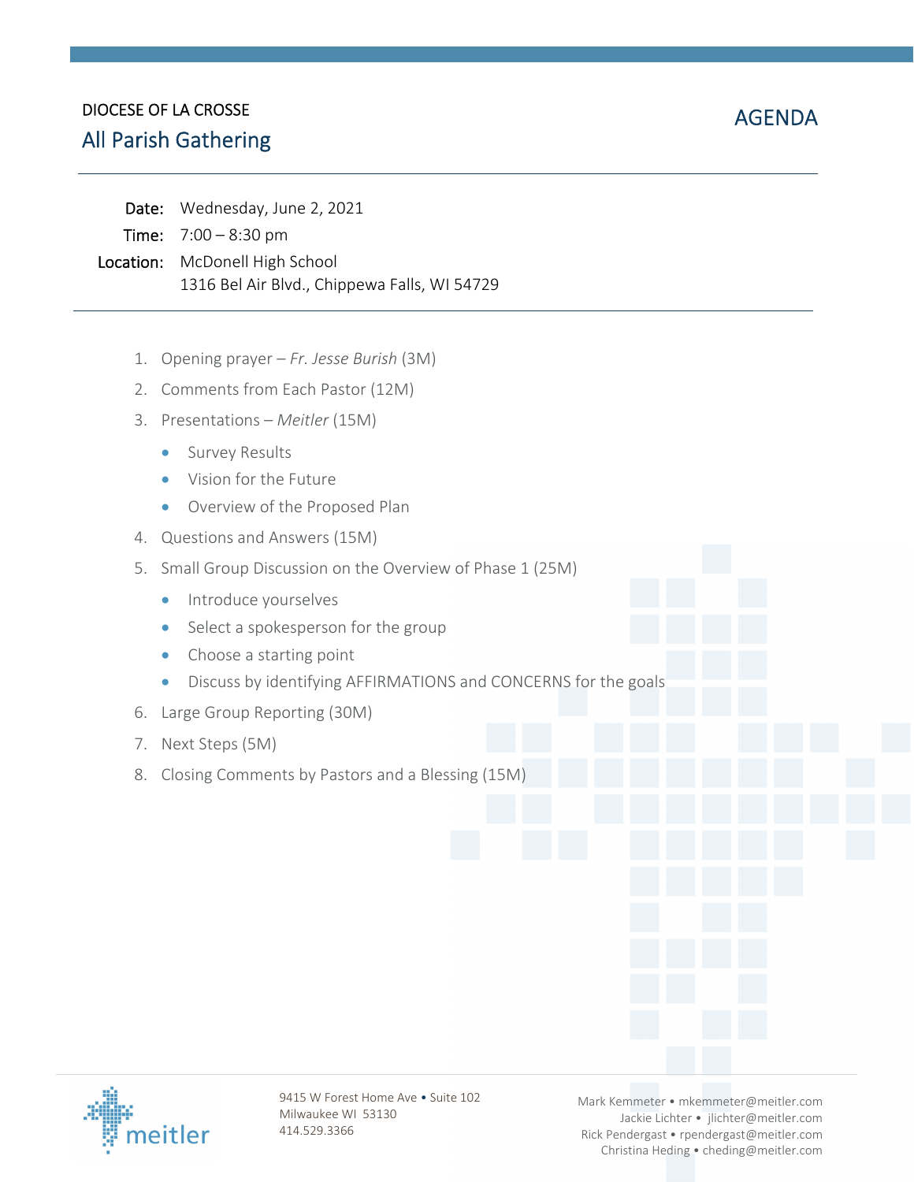DIOCESE OF LA CROSSE

# All Parish Gathering

## AGENDA

**Date:** Wednesday, June 2, 2021

**Time:** 7:00 – 8:30 pm

**Location:** McDonell High School
1316 Bel Air Blvd., Chippewa Falls, WI 54729

1. Opening prayer – *Fr. Jesse Burish* (3M)
2. Comments from Each Pastor (12M)
3. Presentations – *Meitler* (15M)
   - Survey Results
   - Vision for the Future
   - Overview of the Proposed Plan
4. Questions and Answers (15M)
5. Small Group Discussion on the Overview of Phase 1 (25M)
   - Introduce yourselves
   - Select a spokesperson for the group
   - Choose a starting point
   - Discuss by identifying AFFIRMATIONS and CONCERNS for the goals
6. Large Group Reporting (30M)
7. Next Steps (5M)
8. Closing Comments by Pastors and a Blessing (15M)

meitler

9415 W Forest Home Ave • Suite 102
Milwaukee WI 53130
414.529.3366

Mark Kemmeter • mkemmeter@meitler.com
Jackie Lichter • jlichter@meitler.com
Rick Pendergast • rpendergast@meitler.com
Christina Heding • cheding@meitler.com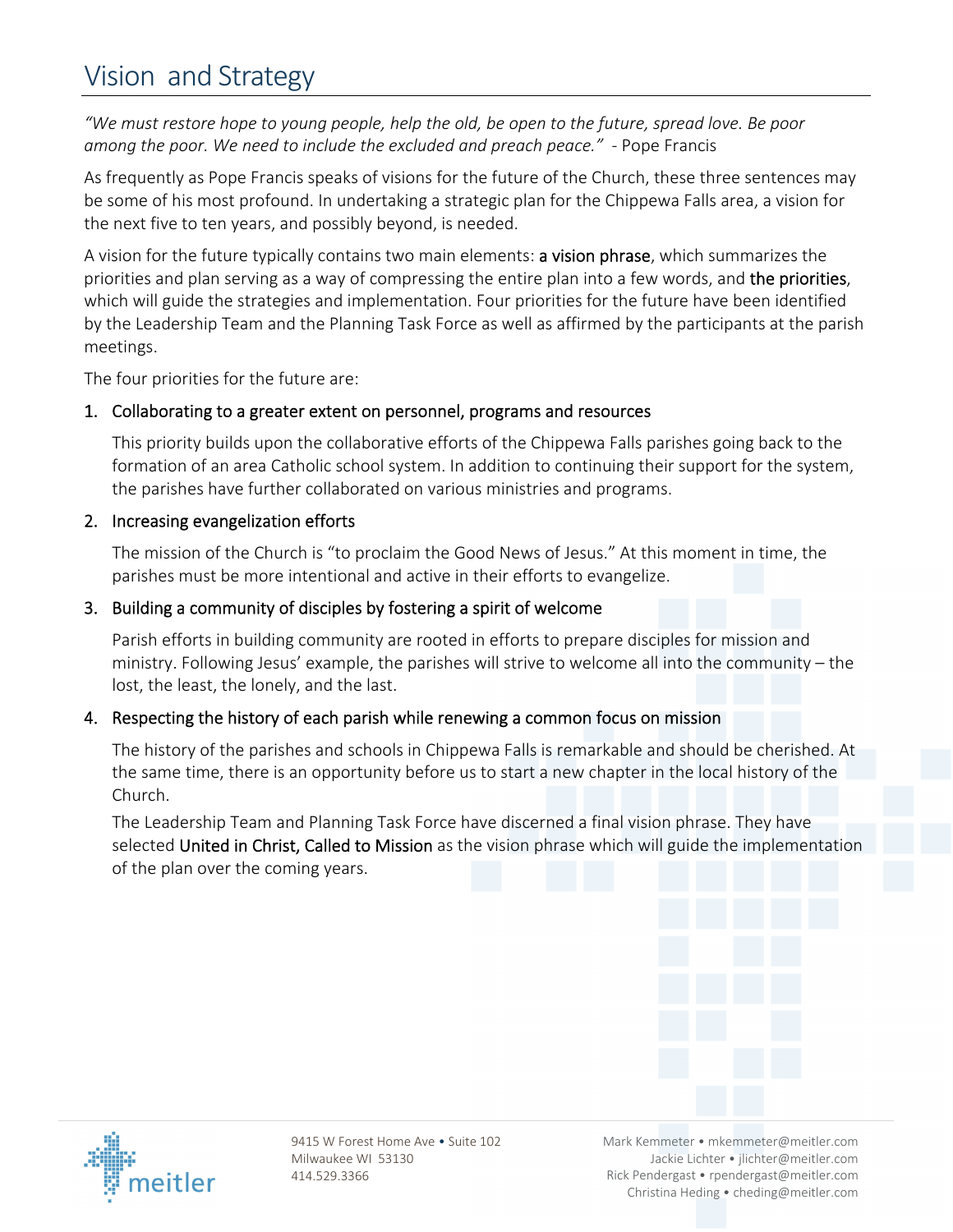# Vision and Strategy

*"We must restore hope to young people, help the old, be open to the future, spread love. Be poor among the poor. We need to include the excluded and preach peace."* - Pope Francis

As frequently as Pope Francis speaks of visions for the future of the Church, these three sentences may be some of his most profound. In undertaking a strategic plan for the Chippewa Falls area, a vision for the next five to ten years, and possibly beyond, is needed.

A vision for the future typically contains two main elements: a vision phrase, which summarizes the priorities and plan serving as a way of compressing the entire plan into a few words, and the priorities, which will guide the strategies and implementation. Four priorities for the future have been identified by the Leadership Team and the Planning Task Force as well as affirmed by the participants at the parish meetings.

The four priorities for the future are:

1. Collaborating to a greater extent on personnel, programs and resources

   This priority builds upon the collaborative efforts of the Chippewa Falls parishes going back to the formation of an area Catholic school system. In addition to continuing their support for the system, the parishes have further collaborated on various ministries and programs.

2. Increasing evangelization efforts

   The mission of the Church is "to proclaim the Good News of Jesus." At this moment in time, the parishes must be more intentional and active in their efforts to evangelize.

3. Building a community of disciples by fostering a spirit of welcome

   Parish efforts in building community are rooted in efforts to prepare disciples for mission and ministry. Following Jesus' example, the parishes will strive to welcome all into the community – the lost, the least, the lonely, and the last.

4. Respecting the history of each parish while renewing a common focus on mission

   The history of the parishes and schools in Chippewa Falls is remarkable and should be cherished. At the same time, there is an opportunity before us to start a new chapter in the local history of the Church.

   The Leadership Team and Planning Task Force have discerned a final vision phrase. They have selected United in Christ, Called to Mission as the vision phrase which will guide the implementation of the plan over the coming years.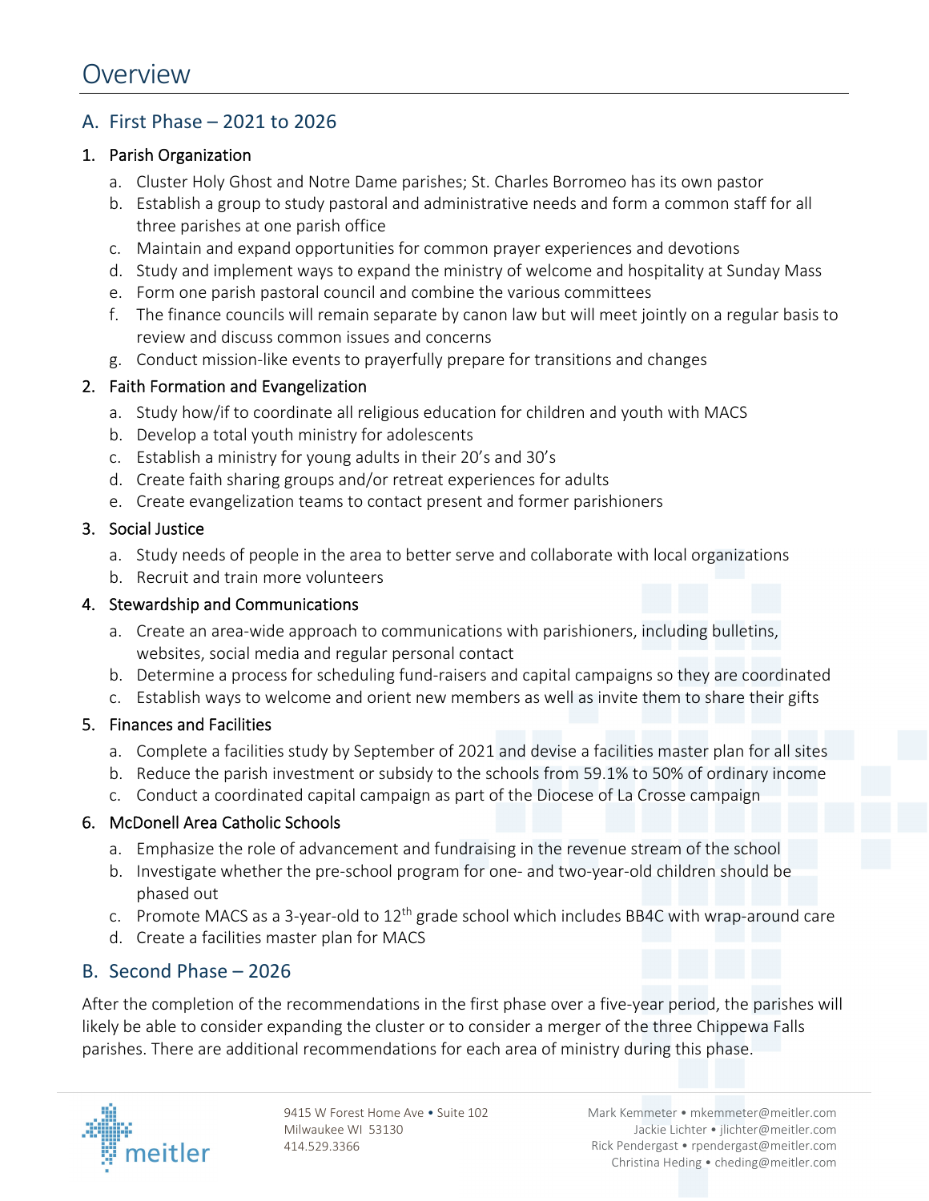# Overview

## A. First Phase – 2021 to 2026

### 1. Parish Organization

a. Cluster Holy Ghost and Notre Dame parishes; St. Charles Borromeo has its own pastor
b. Establish a group to study pastoral and administrative needs and form a common staff for all three parishes at one parish office
c. Maintain and expand opportunities for common prayer experiences and devotions
d. Study and implement ways to expand the ministry of welcome and hospitality at Sunday Mass
e. Form one parish pastoral council and combine the various committees
f. The finance councils will remain separate by canon law but will meet jointly on a regular basis to review and discuss common issues and concerns
g. Conduct mission-like events to prayerfully prepare for transitions and changes

### 2. Faith Formation and Evangelization

a. Study how/if to coordinate all religious education for children and youth with MACS
b. Develop a total youth ministry for adolescents
c. Establish a ministry for young adults in their 20's and 30's
d. Create faith sharing groups and/or retreat experiences for adults
e. Create evangelization teams to contact present and former parishioners

### 3. Social Justice

a. Study needs of people in the area to better serve and collaborate with local organizations
b. Recruit and train more volunteers

### 4. Stewardship and Communications

a. Create an area-wide approach to communications with parishioners, including bulletins, websites, social media and regular personal contact
b. Determine a process for scheduling fund-raisers and capital campaigns so they are coordinated
c. Establish ways to welcome and orient new members as well as invite them to share their gifts

### 5. Finances and Facilities

a. Complete a facilities study by September of 2021 and devise a facilities master plan for all sites
b. Reduce the parish investment or subsidy to the schools from 59.1% to 50% of ordinary income
c. Conduct a coordinated capital campaign as part of the Diocese of La Crosse campaign

### 6. McDonell Area Catholic Schools

a. Emphasize the role of advancement and fundraising in the revenue stream of the school
b. Investigate whether the pre-school program for one- and two-year-old children should be phased out
c. Promote MACS as a 3-year-old to 12th grade school which includes BB4C with wrap-around care
d. Create a facilities master plan for MACS

## B. Second Phase – 2026

After the completion of the recommendations in the first phase over a five-year period, the parishes will likely be able to consider expanding the cluster or to consider a merger of the three Chippewa Falls parishes. There are additional recommendations for each area of ministry during this phase.

meitler

9415 W Forest Home Ave • Suite 102
Milwaukee WI 53130
414.529.3366

Mark Kemmeter • mkemmeter@meitler.com
Jackie Lichter • jlichter@meitler.com
Rick Pendergast • rpendergast@meitler.com
Christina Heding • cheding@meitler.com